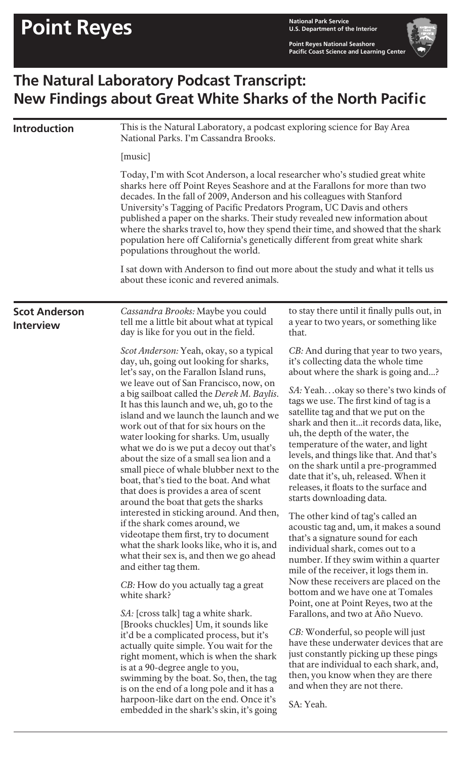# Point Reyes

National Park Service
U.S. Department of the Interior

Point Reyes National Seashore
Pacific Coast Science and Learning Center

## The Natural Laboratory Podcast Transcript: New Findings about Great White Sharks of the North Pacific

### Introduction

This is the Natural Laboratory, a podcast exploring science for Bay Area National Parks. I'm Cassandra Brooks.

[music]

Today, I'm with Scot Anderson, a local researcher who's studied great white sharks here off Point Reyes Seashore and at the Farallons for more than two decades. In the fall of 2009, Anderson and his colleagues with Stanford University's Tagging of Pacific Predators Program, UC Davis and others published a paper on the sharks. Their study revealed new information about where the sharks travel to, how they spend their time, and showed that the shark population here off California's genetically different from great white shark populations throughout the world.

I sat down with Anderson to find out more about the study and what it tells us about these iconic and revered animals.

### Scot Anderson Interview

*Cassandra Brooks:* Maybe you could tell me a little bit about what at typical day is like for you out in the field.

*Scot Anderson:* Yeah, okay, so a typical day, uh, going out looking for sharks, let's say, on the Farallon Island runs, we leave out of San Francisco, now, on a big sailboat called the *Derek M. Baylis*. It has this launch and we, uh, go to the island and we launch the launch and we work out of that for six hours on the water looking for sharks. Um, usually what we do is we put a decoy out that's about the size of a small sea lion and a small piece of whale blubber next to the boat, that's tied to the boat. And what that does is provides a area of scent around the boat that gets the sharks interested in sticking around. And then, if the shark comes around, we videotape them first, try to document what the shark looks like, who it is, and what their sex is, and then we go ahead and either tag them.

*CB:* How do you actually tag a great white shark?

*SA:* [cross talk] tag a white shark. [Brooks chuckles] Um, it sounds like it'd be a complicated process, but it's actually quite simple. You wait for the right moment, which is when the shark is at a 90-degree angle to you, swimming by the boat. So, then, the tag is on the end of a long pole and it has a harpoon-like dart on the end. Once it's embedded in the shark's skin, it's going to stay there until it finally pulls out, in a year to two years, or something like that.

*CB:* And during that year to two years, it's collecting data the whole time about where the shark is going and...?

*SA:* Yeah…okay so there's two kinds of tags we use. The first kind of tag is a satellite tag and that we put on the shark and then it...it records data, like, uh, the depth of the water, the temperature of the water, and light levels, and things like that. And that's on the shark until a pre-programmed date that it's, uh, released. When it releases, it floats to the surface and starts downloading data.

The other kind of tag's called an acoustic tag and, um, it makes a sound that's a signature sound for each individual shark, comes out to a number. If they swim within a quarter mile of the receiver, it logs them in. Now these receivers are placed on the bottom and we have one at Tomales Point, one at Point Reyes, two at the Farallons, and two at Año Nuevo.

*CB:* Wonderful, so people will just have these underwater devices that are just constantly picking up these pings that are individual to each shark, and, then, you know when they are there and when they are not there.

SA: Yeah.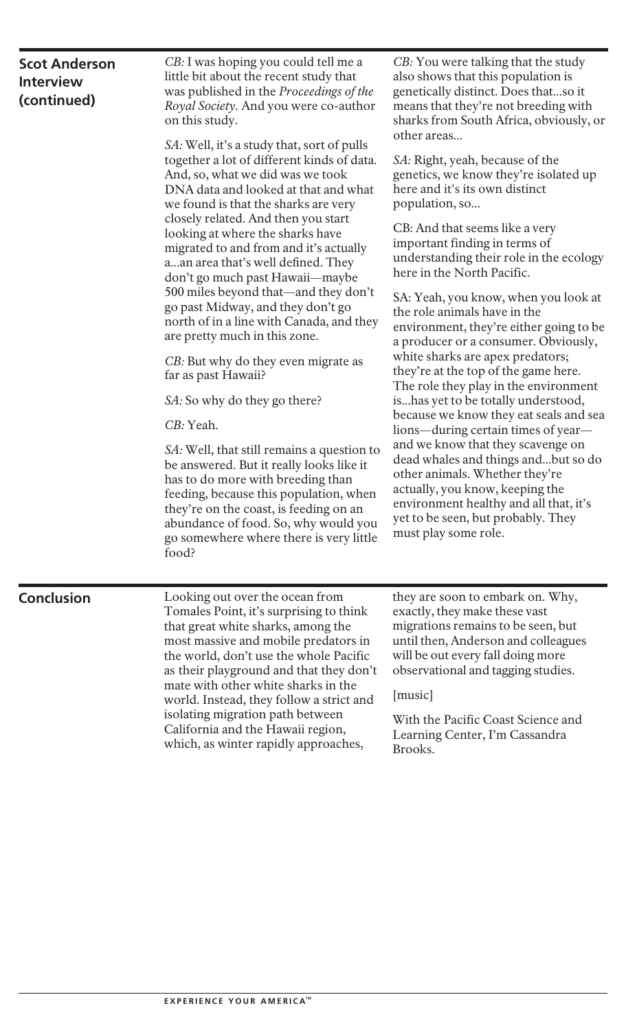## Scot Anderson Interview (continued)

*CB:* I was hoping you could tell me a little bit about the recent study that was published in the *Proceedings of the Royal Society*. And you were co-author on this study.

*SA:* Well, it's a study that, sort of pulls together a lot of different kinds of data. And, so, what we did was we took DNA data and looked at that and what we found is that the sharks are very closely related. And then you start looking at where the sharks have migrated to and from and it's actually a...an area that's well defined. They don't go much past Hawaii—maybe 500 miles beyond that—and they don't go past Midway, and they don't go north of in a line with Canada, and they are pretty much in this zone.

*CB:* But why do they even migrate as far as past Hawaii?

*SA:* So why do they go there?

*CB:* Yeah.

*SA:* Well, that still remains a question to be answered. But it really looks like it has to do more with breeding than feeding, because this population, when they're on the coast, is feeding on an abundance of food. So, why would you go somewhere where there is very little food?

*CB:* You were talking that the study also shows that this population is genetically distinct. Does that...so it means that they're not breeding with sharks from South Africa, obviously, or other areas...

*SA:* Right, yeah, because of the genetics, we know they're isolated up here and it's its own distinct population, so...

CB: And that seems like a very important finding in terms of understanding their role in the ecology here in the North Pacific.

SA: Yeah, you know, when you look at the role animals have in the environment, they're either going to be a producer or a consumer. Obviously, white sharks are apex predators; they're at the top of the game here. The role they play in the environment is...has yet to be totally understood, because we know they eat seals and sea lions—during certain times of year—and we know that they scavenge on dead whales and things and...but so do other animals. Whether they're actually, you know, keeping the environment healthy and all that, it's yet to be seen, but probably. They must play some role.

## Conclusion

Looking out over the ocean from Tomales Point, it's surprising to think that great white sharks, among the most massive and mobile predators in the world, don't use the whole Pacific as their playground and that they don't mate with other white sharks in the world. Instead, they follow a strict and isolating migration path between California and the Hawaii region, which, as winter rapidly approaches, they are soon to embark on. Why, exactly, they make these vast migrations remains to be seen, but until then, Anderson and colleagues will be out every fall doing more observational and tagging studies.

[music]

With the Pacific Coast Science and Learning Center, I'm Cassandra Brooks.